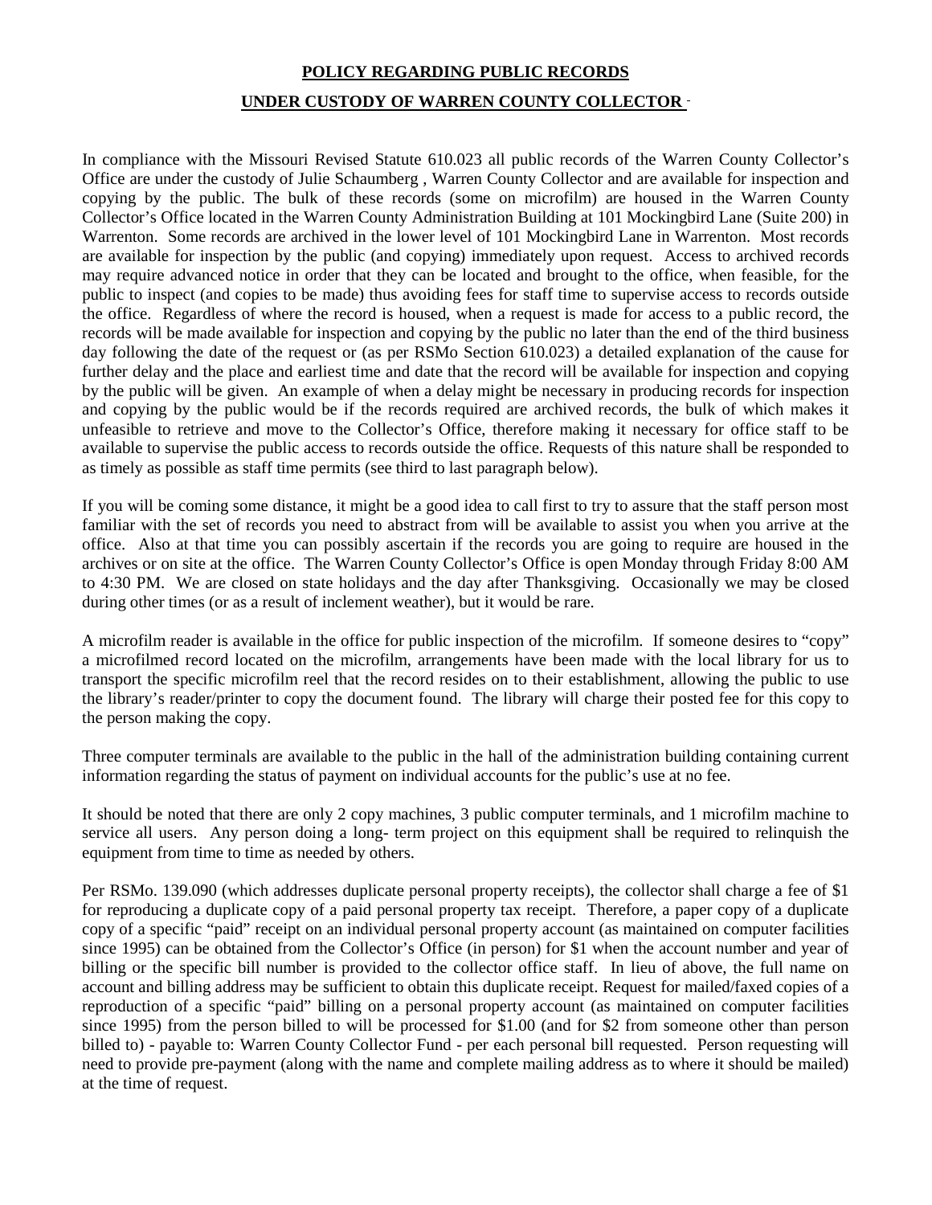**POLICY REGARDING PUBLIC RECORDS**

**UNDER CUSTODY OF WARREN COUNTY COLLECTOR**

In compliance with the Missouri Revised Statute 610.023 all public records of the Warren County Collector's Office are under the custody of Julie Schaumberg , Warren County Collector and are available for inspection and copying by the public. The bulk of these records (some on microfilm) are housed in the Warren County Collector's Office located in the Warren County Administration Building at 101 Mockingbird Lane (Suite 200) in Warrenton. Some records are archived in the lower level of 101 Mockingbird Lane in Warrenton. Most records are available for inspection by the public (and copying) immediately upon request. Access to archived records may require advanced notice in order that they can be located and brought to the office, when feasible, for the public to inspect (and copies to be made) thus avoiding fees for staff time to supervise access to records outside the office. Regardless of where the record is housed, when a request is made for access to a public record, the records will be made available for inspection and copying by the public no later than the end of the third business day following the date of the request or (as per RSMo Section 610.023) a detailed explanation of the cause for further delay and the place and earliest time and date that the record will be available for inspection and copying by the public will be given. An example of when a delay might be necessary in producing records for inspection and copying by the public would be if the records required are archived records, the bulk of which makes it unfeasible to retrieve and move to the Collector's Office, therefore making it necessary for office staff to be available to supervise the public access to records outside the office. Requests of this nature shall be responded to as timely as possible as staff time permits (see third to last paragraph below).

If you will be coming some distance, it might be a good idea to call first to try to assure that the staff person most familiar with the set of records you need to abstract from will be available to assist you when you arrive at the office. Also at that time you can possibly ascertain if the records you are going to require are housed in the archives or on site at the office. The Warren County Collector's Office is open Monday through Friday 8:00 AM to 4:30 PM. We are closed on state holidays and the day after Thanksgiving. Occasionally we may be closed during other times (or as a result of inclement weather), but it would be rare.

A microfilm reader is available in the office for public inspection of the microfilm. If someone desires to "copy" a microfilmed record located on the microfilm, arrangements have been made with the local library for us to transport the specific microfilm reel that the record resides on to their establishment, allowing the public to use the library's reader/printer to copy the document found. The library will charge their posted fee for this copy to the person making the copy.

Three computer terminals are available to the public in the hall of the administration building containing current information regarding the status of payment on individual accounts for the public's use at no fee.

It should be noted that there are only 2 copy machines, 3 public computer terminals, and 1 microfilm machine to service all users. Any person doing a long- term project on this equipment shall be required to relinquish the equipment from time to time as needed by others.

Per RSMo. 139.090 (which addresses duplicate personal property receipts), the collector shall charge a fee of $1 for reproducing a duplicate copy of a paid personal property tax receipt. Therefore, a paper copy of a duplicate copy of a specific "paid" receipt on an individual personal property account (as maintained on computer facilities since 1995) can be obtained from the Collector's Office (in person) for $1 when the account number and year of billing or the specific bill number is provided to the collector office staff. In lieu of above, the full name on account and billing address may be sufficient to obtain this duplicate receipt. Request for mailed/faxed copies of a reproduction of a specific "paid" billing on a personal property account (as maintained on computer facilities since 1995) from the person billed to will be processed for $1.00 (and for $2 from someone other than person billed to) - payable to: Warren County Collector Fund - per each personal bill requested. Person requesting will need to provide pre-payment (along with the name and complete mailing address as to where it should be mailed) at the time of request.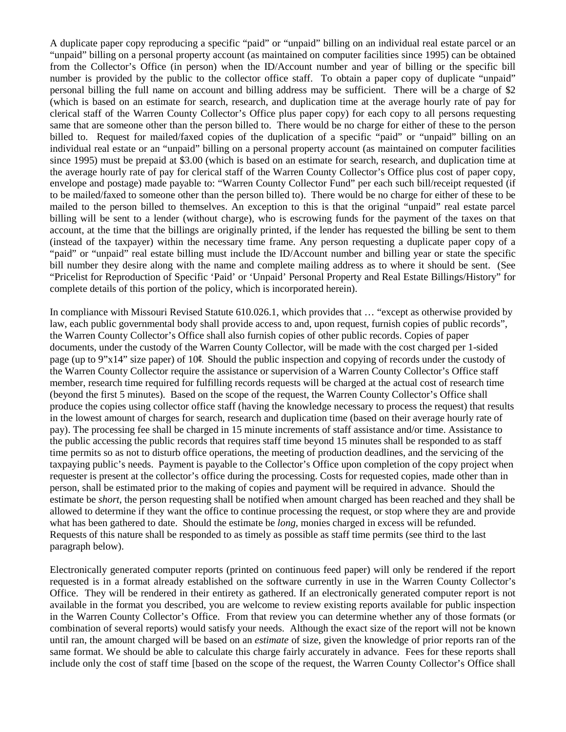A duplicate paper copy reproducing a specific "paid" or "unpaid" billing on an individual real estate parcel or an "unpaid" billing on a personal property account (as maintained on computer facilities since 1995) can be obtained from the Collector's Office (in person) when the ID/Account number and year of billing or the specific bill number is provided by the public to the collector office staff. To obtain a paper copy of duplicate "unpaid" personal billing the full name on account and billing address may be sufficient. There will be a charge of $2 (which is based on an estimate for search, research, and duplication time at the average hourly rate of pay for clerical staff of the Warren County Collector's Office plus paper copy) for each copy to all persons requesting same that are someone other than the person billed to. There would be no charge for either of these to the person billed to. Request for mailed/faxed copies of the duplication of a specific "paid" or "unpaid" billing on an individual real estate or an "unpaid" billing on a personal property account (as maintained on computer facilities since 1995) must be prepaid at $3.00 (which is based on an estimate for search, research, and duplication time at the average hourly rate of pay for clerical staff of the Warren County Collector's Office plus cost of paper copy, envelope and postage) made payable to: "Warren County Collector Fund" per each such bill/receipt requested (if to be mailed/faxed to someone other than the person billed to). There would be no charge for either of these to be mailed to the person billed to themselves. An exception to this is that the original "unpaid" real estate parcel billing will be sent to a lender (without charge), who is escrowing funds for the payment of the taxes on that account, at the time that the billings are originally printed, if the lender has requested the billing be sent to them (instead of the taxpayer) within the necessary time frame. Any person requesting a duplicate paper copy of a "paid" or "unpaid" real estate billing must include the ID/Account number and billing year or state the specific bill number they desire along with the name and complete mailing address as to where it should be sent. (See "Pricelist for Reproduction of Specific 'Paid' or 'Unpaid' Personal Property and Real Estate Billings/History" for complete details of this portion of the policy, which is incorporated herein).

In compliance with Missouri Revised Statute 610.026.1, which provides that … "except as otherwise provided by law, each public governmental body shall provide access to and, upon request, furnish copies of public records", the Warren County Collector's Office shall also furnish copies of other public records. Copies of paper documents, under the custody of the Warren County Collector, will be made with the cost charged per 1-sided page (up to 9"x14" size paper) of 10¢. Should the public inspection and copying of records under the custody of the Warren County Collector require the assistance or supervision of a Warren County Collector's Office staff member, research time required for fulfilling records requests will be charged at the actual cost of research time (beyond the first 5 minutes). Based on the scope of the request, the Warren County Collector's Office shall produce the copies using collector office staff (having the knowledge necessary to process the request) that results in the lowest amount of charges for search, research and duplication time (based on their average hourly rate of pay). The processing fee shall be charged in 15 minute increments of staff assistance and/or time. Assistance to the public accessing the public records that requires staff time beyond 15 minutes shall be responded to as staff time permits so as not to disturb office operations, the meeting of production deadlines, and the servicing of the taxpaying public's needs. Payment is payable to the Collector's Office upon completion of the copy project when requester is present at the collector's office during the processing. Costs for requested copies, made other than in person, shall be estimated prior to the making of copies and payment will be required in advance. Should the estimate be *short*, the person requesting shall be notified when amount charged has been reached and they shall be allowed to determine if they want the office to continue processing the request, or stop where they are and provide what has been gathered to date. Should the estimate be *long*, monies charged in excess will be refunded. Requests of this nature shall be responded to as timely as possible as staff time permits (see third to the last paragraph below).

Electronically generated computer reports (printed on continuous feed paper) will only be rendered if the report requested is in a format already established on the software currently in use in the Warren County Collector's Office. They will be rendered in their entirety as gathered. If an electronically generated computer report is not available in the format you described, you are welcome to review existing reports available for public inspection in the Warren County Collector's Office. From that review you can determine whether any of those formats (or combination of several reports) would satisfy your needs. Although the exact size of the report will not be known until ran, the amount charged will be based on an *estimate* of size, given the knowledge of prior reports ran of the same format. We should be able to calculate this charge fairly accurately in advance. Fees for these reports shall include only the cost of staff time [based on the scope of the request, the Warren County Collector's Office shall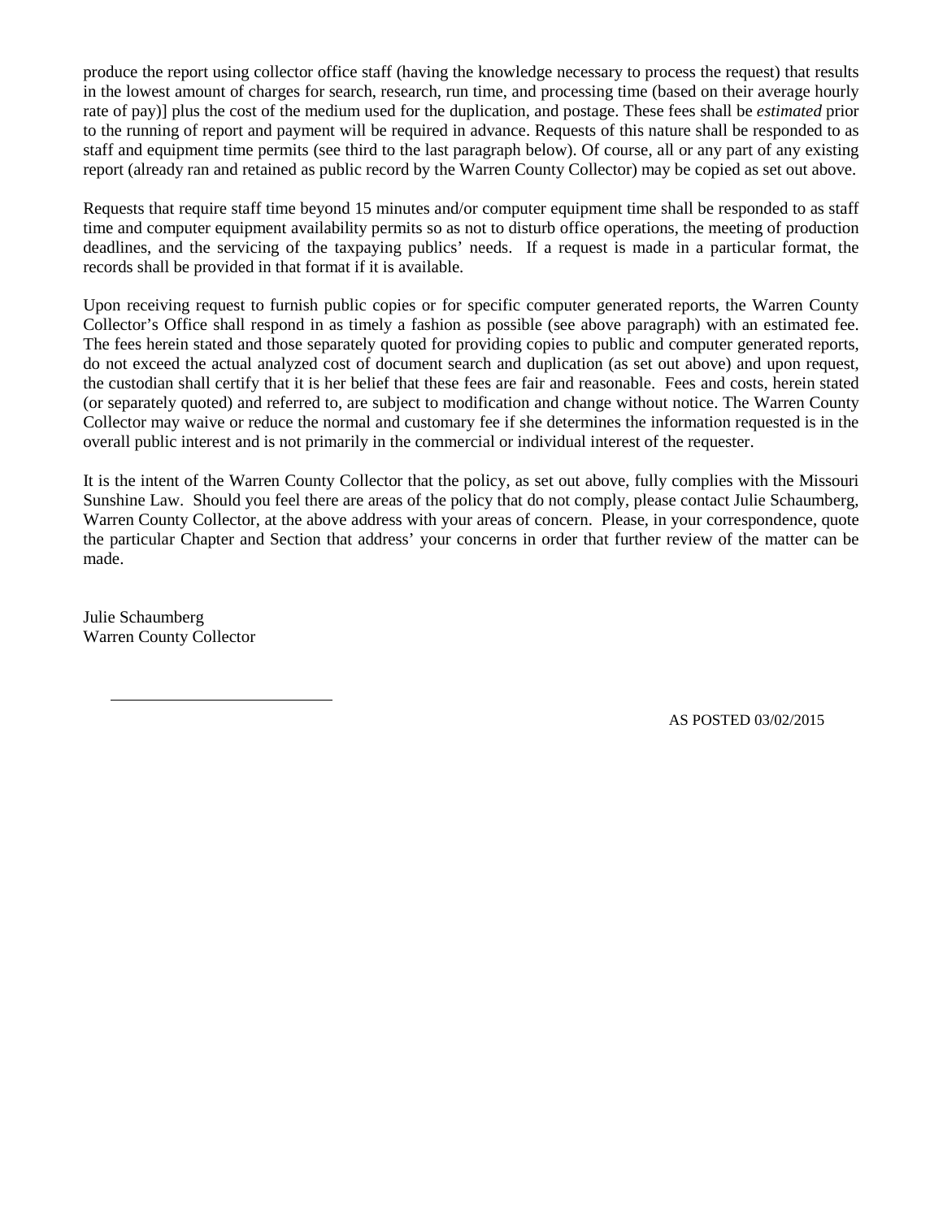produce the report using collector office staff (having the knowledge necessary to process the request) that results in the lowest amount of charges for search, research, run time, and processing time (based on their average hourly rate of pay)] plus the cost of the medium used for the duplication, and postage. These fees shall be *estimated* prior to the running of report and payment will be required in advance. Requests of this nature shall be responded to as staff and equipment time permits (see third to the last paragraph below). Of course, all or any part of any existing report (already ran and retained as public record by the Warren County Collector) may be copied as set out above.

Requests that require staff time beyond 15 minutes and/or computer equipment time shall be responded to as staff time and computer equipment availability permits so as not to disturb office operations, the meeting of production deadlines, and the servicing of the taxpaying publics' needs. If a request is made in a particular format, the records shall be provided in that format if it is available.

Upon receiving request to furnish public copies or for specific computer generated reports, the Warren County Collector's Office shall respond in as timely a fashion as possible (see above paragraph) with an estimated fee. The fees herein stated and those separately quoted for providing copies to public and computer generated reports, do not exceed the actual analyzed cost of document search and duplication (as set out above) and upon request, the custodian shall certify that it is her belief that these fees are fair and reasonable. Fees and costs, herein stated (or separately quoted) and referred to, are subject to modification and change without notice. The Warren County Collector may waive or reduce the normal and customary fee if she determines the information requested is in the overall public interest and is not primarily in the commercial or individual interest of the requester.

It is the intent of the Warren County Collector that the policy, as set out above, fully complies with the Missouri Sunshine Law. Should you feel there are areas of the policy that do not comply, please contact Julie Schaumberg, Warren County Collector, at the above address with your areas of concern. Please, in your correspondence, quote the particular Chapter and Section that address' your concerns in order that further review of the matter can be made.

Julie Schaumberg
Warren County Collector

AS POSTED 03/02/2015